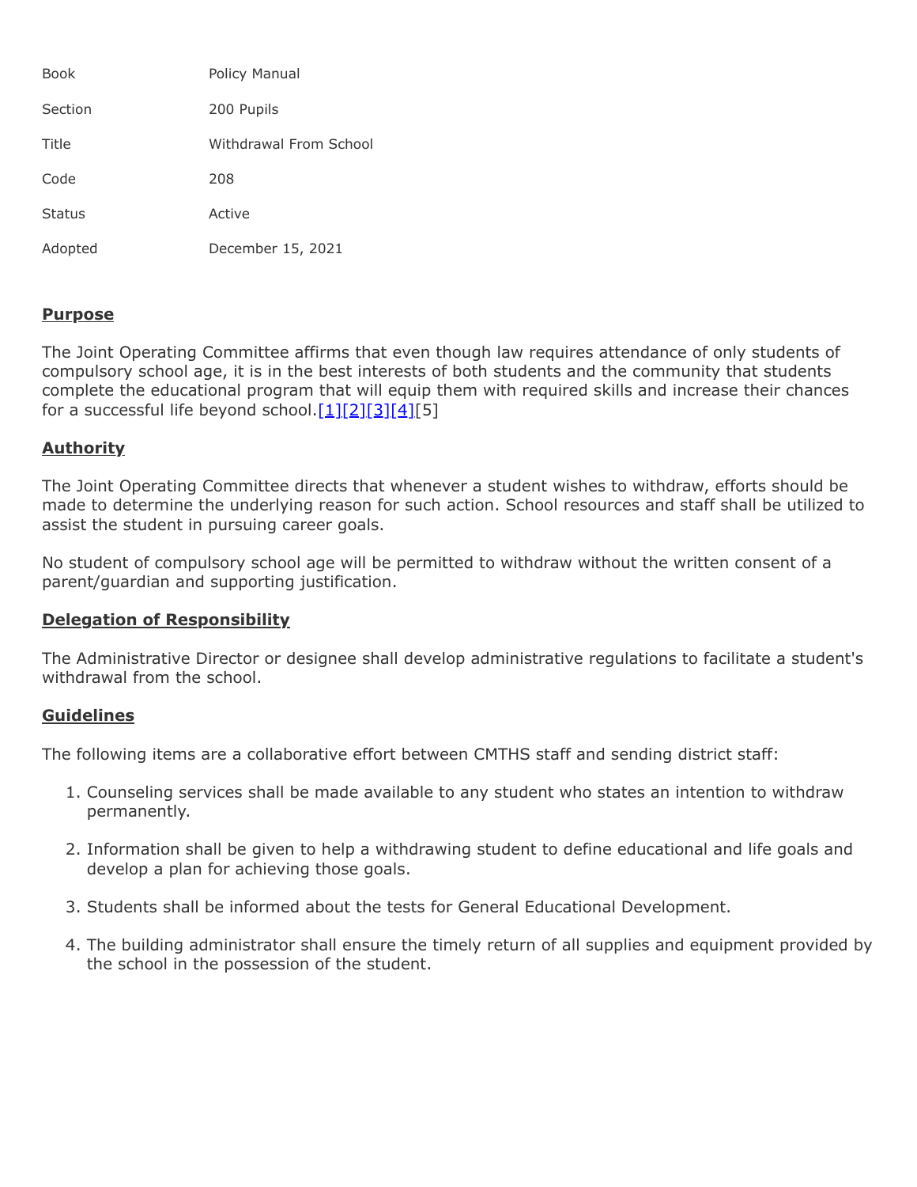| | |
|---|---|
| Book | Policy Manual |
| Section | 200 Pupils |
| Title | Withdrawal From School |
| Code | 208 |
| Status | Active |
| Adopted | December 15, 2021 |

## Purpose

The Joint Operating Committee affirms that even though law requires attendance of only students of compulsory school age, it is in the best interests of both students and the community that students complete the educational program that will equip them with required skills and increase their chances for a successful life beyond school.[1][2][3][4][5]

## Authority

The Joint Operating Committee directs that whenever a student wishes to withdraw, efforts should be made to determine the underlying reason for such action. School resources and staff shall be utilized to assist the student in pursuing career goals.

No student of compulsory school age will be permitted to withdraw without the written consent of a parent/guardian and supporting justification.

## Delegation of Responsibility

The Administrative Director or designee shall develop administrative regulations to facilitate a student's withdrawal from the school.

## Guidelines

The following items are a collaborative effort between CMTHS staff and sending district staff:

1. Counseling services shall be made available to any student who states an intention to withdraw permanently.

2. Information shall be given to help a withdrawing student to define educational and life goals and develop a plan for achieving those goals.

3. Students shall be informed about the tests for General Educational Development.

4. The building administrator shall ensure the timely return of all supplies and equipment provided by the school in the possession of the student.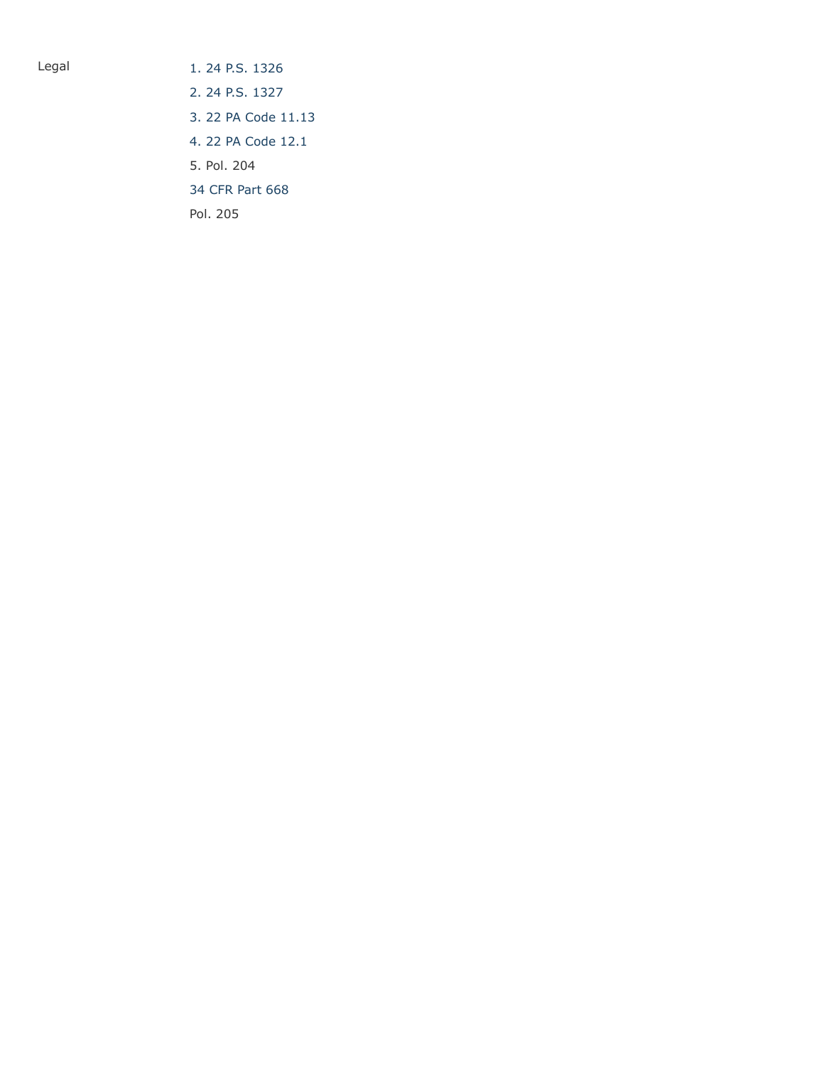Legal

1. 24 P.S. 1326
2. 24 P.S. 1327
3. 22 PA Code 11.13
4. 22 PA Code 12.1
5. Pol. 204

34 CFR Part 668

Pol. 205